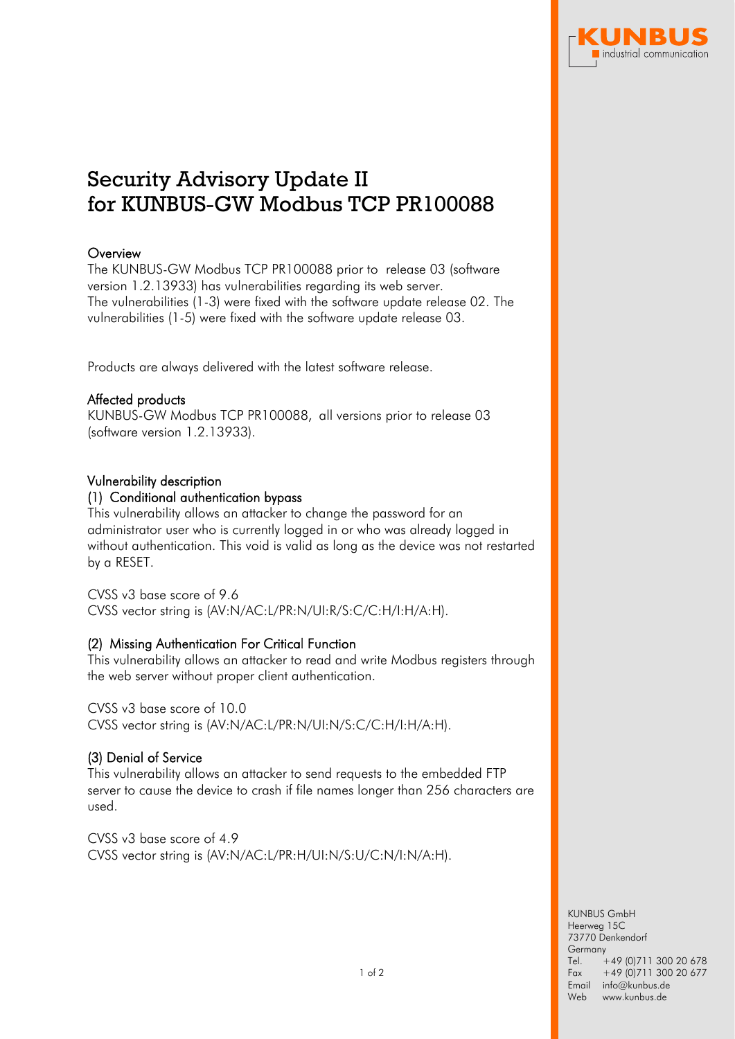# Security Advisory Update II for KUNBUS-GW Modbus TCP PR100088

## Overview

The KUNBUS-GW Modbus TCP PR100088 prior to release 03 (software version 1.2.13933) has vulnerabilities regarding its web server. The vulnerabilities (1-3) were fixed with the software update release 02. The vulnerabilities (1-5) were fixed with the software update release 03.

Products are always delivered with the latest software release.

## Affected products

KUNBUS-GW Modbus TCP PR100088, all versions prior to release 03 (software version 1.2.13933).

## Vulnerability description

### (1) Conditional authentication bypass

This vulnerability allows an attacker to change the password for an administrator user who is currently logged in or who was already logged in without authentication. This void is valid as long as the device was not restarted by a RESET.

CVSS v3 base score of 9.6
CVSS vector string is (AV:N/AC:L/PR:N/UI:R/S:C/C:H/I:H/A:H).

### (2) Missing Authentication For Critical Function

This vulnerability allows an attacker to read and write Modbus registers through the web server without proper client authentication.

CVSS v3 base score of 10.0
CVSS vector string is (AV:N/AC:L/PR:N/UI:N/S:C/C:H/I:H/A:H).

### (3) Denial of Service

This vulnerability allows an attacker to send requests to the embedded FTP server to cause the device to crash if file names longer than 256 characters are used.

CVSS v3 base score of 4.9
CVSS vector string is (AV:N/AC:L/PR:H/UI:N/S:U/C:N/I:N/A:H).

KUNBUS GmbH
Heerweg 15C
73770 Denkendorf
Germany
Tel. +49 (0)711 300 20 678
Fax +49 (0)711 300 20 677
Email info@kunbus.de
Web www.kunbus.de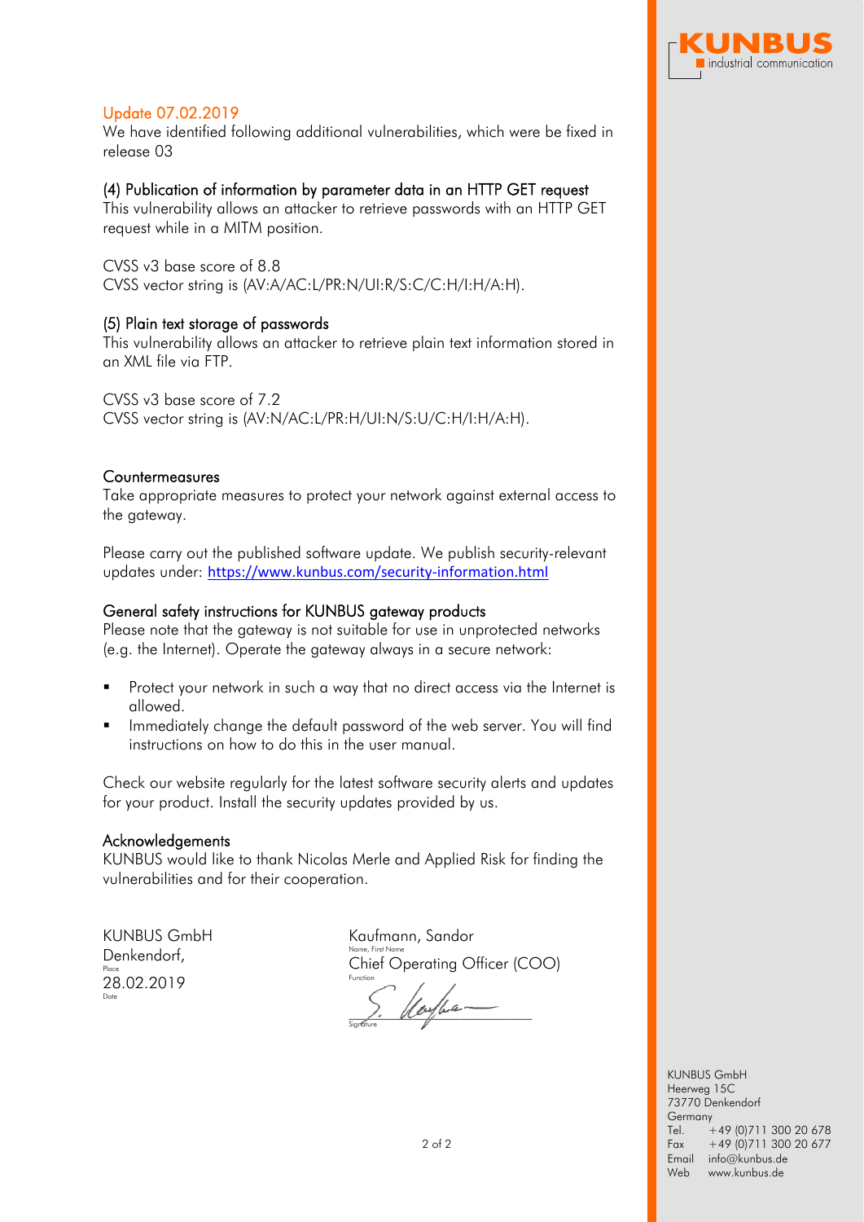## Update 07.02.2019

We have identified following additional vulnerabilities, which were be fixed in release 03

### (4) Publication of information by parameter data in an HTTP GET request

This vulnerability allows an attacker to retrieve passwords with an HTTP GET request while in a MITM position.

CVSS v3 base score of 8.8
CVSS vector string is (AV:A/AC:L/PR:N/UI:R/S:C/C:H/I:H/A:H).

### (5) Plain text storage of passwords

This vulnerability allows an attacker to retrieve plain text information stored in an XML file via FTP.

CVSS v3 base score of 7.2
CVSS vector string is (AV:N/AC:L/PR:H/UI:N/S:U/C:H/I:H/A:H).

### Countermeasures

Take appropriate measures to protect your network against external access to the gateway.

Please carry out the published software update. We publish security-relevant updates under: https://www.kunbus.com/security-information.html

### General safety instructions for KUNBUS gateway products

Please note that the gateway is not suitable for use in unprotected networks (e.g. the Internet). Operate the gateway always in a secure network:

- Protect your network in such a way that no direct access via the Internet is allowed.
- Immediately change the default password of the web server. You will find instructions on how to do this in the user manual.

Check our website regularly for the latest software security alerts and updates for your product. Install the security updates provided by us.

### Acknowledgements

KUNBUS would like to thank Nicolas Merle and Applied Risk for finding the vulnerabilities and for their cooperation.

KUNBUS GmbH
Denkendorf,
Place
28.02.2019
Date

Kaufmann, Sandor
Name, First Name
Chief Operating Officer (COO)
Function

Signature

KUNBUS GmbH
Heerweg 15C
73770 Denkendorf
Germany
Tel. +49 (0)711 300 20 678
Fax +49 (0)711 300 20 677
Email info@kunbus.de
Web www.kunbus.de